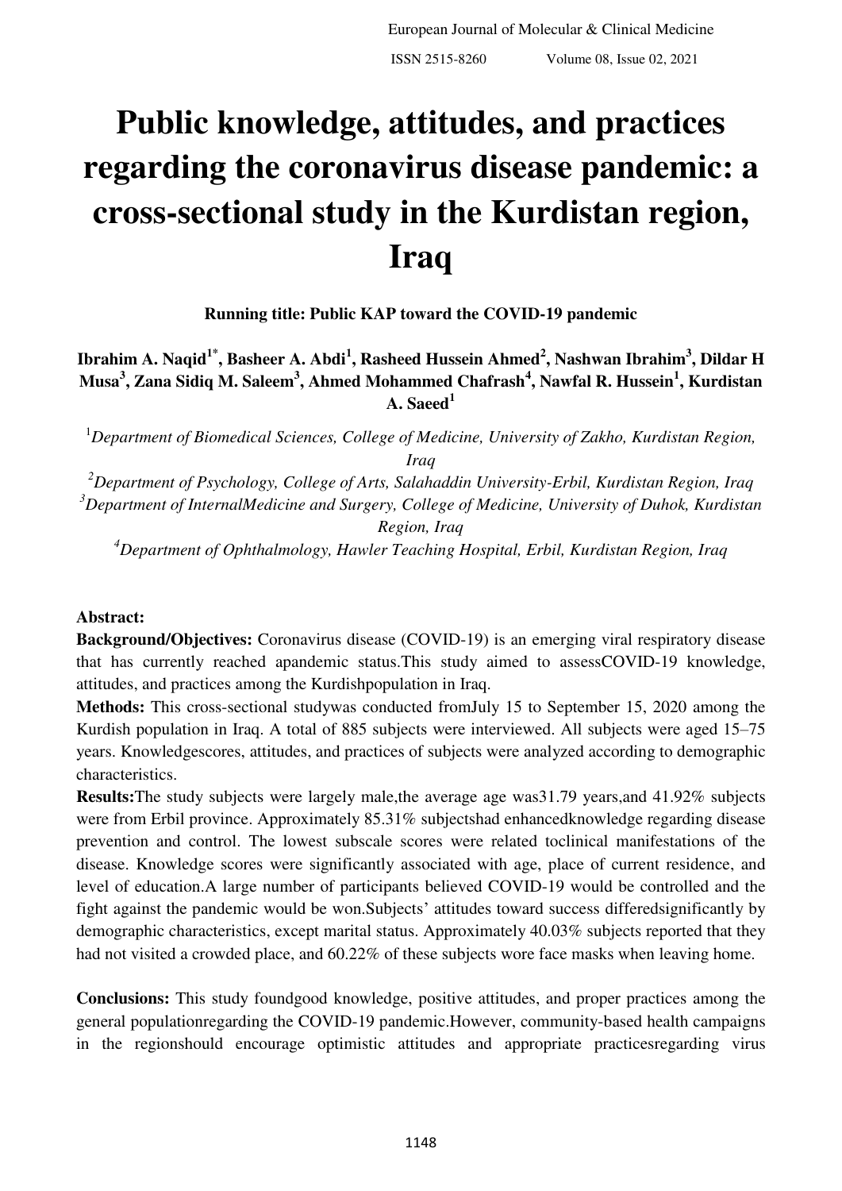# Public knowledge, attitudes, and practices regarding the coronavirus disease pandemic: a cross-sectional study in the Kurdistan region, Iraq

**Running title: Public KAP toward the COVID-19 pandemic**

**Ibrahim A. Naqid[1*], Basheer A. Abdi[1], Rasheed Hussein Ahmed[2], Nashwan Ibrahim[3], Dildar H Musa[3], Zana Sidiq M. Saleem[3], Ahmed Mohammed Chafrash[4], Nawfal R. Hussein[1], Kurdistan A. Saeed[1]**

[1]*Department of Biomedical Sciences, College of Medicine, University of Zakho, Kurdistan Region, Iraq*

[2]*Department of Psychology, College of Arts, Salahaddin University-Erbil, Kurdistan Region, Iraq*

[3]*Department of InternalMedicine and Surgery, College of Medicine, University of Duhok, Kurdistan Region, Iraq*

[4]*Department of Ophthalmology, Hawler Teaching Hospital, Erbil, Kurdistan Region, Iraq*

**Abstract:**

**Background/Objectives:** Coronavirus disease (COVID-19) is an emerging viral respiratory disease that has currently reached apandemic status.This study aimed to assessCOVID-19 knowledge, attitudes, and practices among the Kurdishpopulation in Iraq.

**Methods:** This cross-sectional studywas conducted fromJuly 15 to September 15, 2020 among the Kurdish population in Iraq. A total of 885 subjects were interviewed. All subjects were aged 15–75 years. Knowledgescores, attitudes, and practices of subjects were analyzed according to demographic characteristics.

**Results:**The study subjects were largely male,the average age was31.79 years,and 41.92% subjects were from Erbil province. Approximately 85.31% subjectshad enhancedknowledge regarding disease prevention and control. The lowest subscale scores were related toclinical manifestations of the disease. Knowledge scores were significantly associated with age, place of current residence, and level of education.A large number of participants believed COVID-19 would be controlled and the fight against the pandemic would be won.Subjects' attitudes toward success differedsignificantly by demographic characteristics, except marital status. Approximately 40.03% subjects reported that they had not visited a crowded place, and 60.22% of these subjects wore face masks when leaving home.

**Conclusions:** This study foundgood knowledge, positive attitudes, and proper practices among the general populationregarding the COVID-19 pandemic.However, community-based health campaigns in the regionshould encourage optimistic attitudes and appropriate practicesregarding virus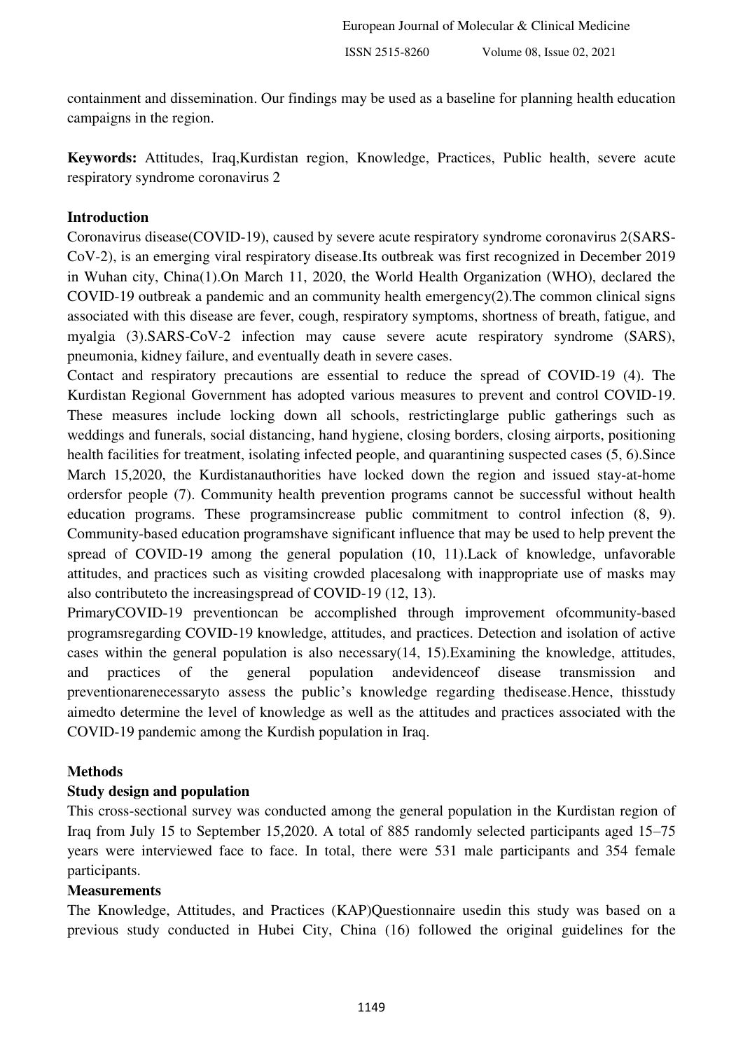containment and dissemination. Our findings may be used as a baseline for planning health education campaigns in the region.

**Keywords:** Attitudes, Iraq,Kurdistan region, Knowledge, Practices, Public health, severe acute respiratory syndrome coronavirus 2

## Introduction

Coronavirus disease(COVID-19), caused by severe acute respiratory syndrome coronavirus 2(SARS-CoV-2), is an emerging viral respiratory disease.Its outbreak was first recognized in December 2019 in Wuhan city, China(1).On March 11, 2020, the World Health Organization (WHO), declared the COVID-19 outbreak a pandemic and an community health emergency(2).The common clinical signs associated with this disease are fever, cough, respiratory symptoms, shortness of breath, fatigue, and myalgia (3).SARS-CoV-2 infection may cause severe acute respiratory syndrome (SARS), pneumonia, kidney failure, and eventually death in severe cases.

Contact and respiratory precautions are essential to reduce the spread of COVID-19 (4). The Kurdistan Regional Government has adopted various measures to prevent and control COVID-19. These measures include locking down all schools, restrictinglarge public gatherings such as weddings and funerals, social distancing, hand hygiene, closing borders, closing airports, positioning health facilities for treatment, isolating infected people, and quarantining suspected cases (5, 6).Since March 15,2020, the Kurdistanauthorities have locked down the region and issued stay-at-home ordersfor people (7). Community health prevention programs cannot be successful without health education programs. These programsincrease public commitment to control infection (8, 9). Community-based education programshave significant influence that may be used to help prevent the spread of COVID-19 among the general population (10, 11).Lack of knowledge, unfavorable attitudes, and practices such as visiting crowded placesalong with inappropriate use of masks may also contributeto the increasingspread of COVID-19 (12, 13).

PrimaryCOVID-19 preventioncan be accomplished through improvement ofcommunity-based programsregarding COVID-19 knowledge, attitudes, and practices. Detection and isolation of active cases within the general population is also necessary(14, 15).Examining the knowledge, attitudes, and practices of the general population andevidenceof disease transmission and preventionarenecessaryto assess the public's knowledge regarding thedisease.Hence, thisstudy aimedto determine the level of knowledge as well as the attitudes and practices associated with the COVID-19 pandemic among the Kurdish population in Iraq.

## Methods

### Study design and population

This cross-sectional survey was conducted among the general population in the Kurdistan region of Iraq from July 15 to September 15,2020. A total of 885 randomly selected participants aged 15–75 years were interviewed face to face. In total, there were 531 male participants and 354 female participants.

### Measurements

The Knowledge, Attitudes, and Practices (KAP)Questionnaire usedin this study was based on a previous study conducted in Hubei City, China (16) followed the original guidelines for the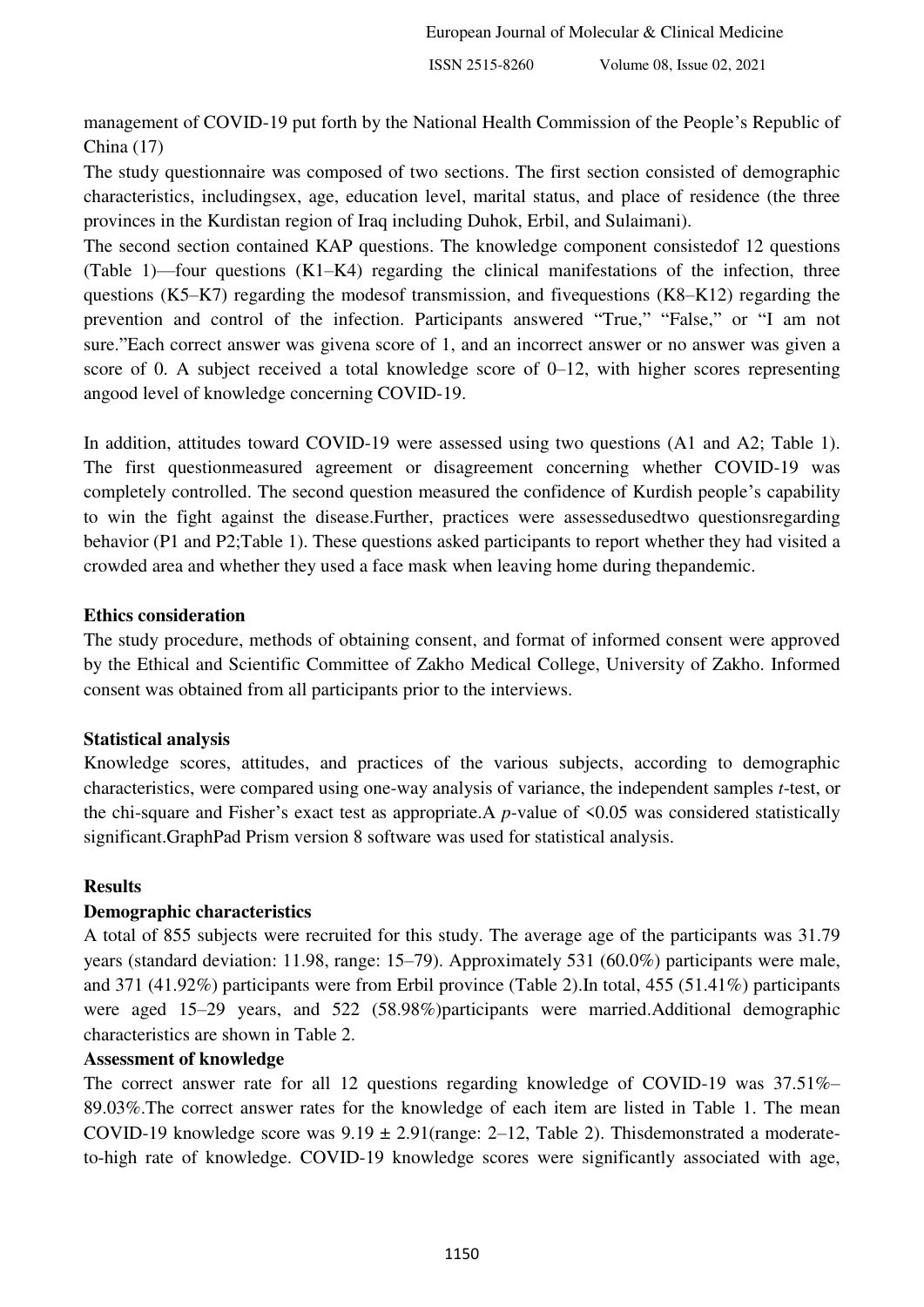management of COVID-19 put forth by the National Health Commission of the People's Republic of China (17)

The study questionnaire was composed of two sections. The first section consisted of demographic characteristics, includingsex, age, education level, marital status, and place of residence (the three provinces in the Kurdistan region of Iraq including Duhok, Erbil, and Sulaimani).

The second section contained KAP questions. The knowledge component consistedof 12 questions (Table 1)—four questions (K1–K4) regarding the clinical manifestations of the infection, three questions (K5–K7) regarding the modesof transmission, and fivequestions (K8–K12) regarding the prevention and control of the infection. Participants answered "True," "False," or "I am not sure."Each correct answer was givena score of 1, and an incorrect answer or no answer was given a score of 0. A subject received a total knowledge score of 0–12, with higher scores representing angood level of knowledge concerning COVID-19.

In addition, attitudes toward COVID-19 were assessed using two questions (A1 and A2; Table 1). The first questionmeasured agreement or disagreement concerning whether COVID-19 was completely controlled. The second question measured the confidence of Kurdish people's capability to win the fight against the disease.Further, practices were assessedusedtwo questionsregarding behavior (P1 and P2;Table 1). These questions asked participants to report whether they had visited a crowded area and whether they used a face mask when leaving home during thepandemic.

**Ethics consideration**

The study procedure, methods of obtaining consent, and format of informed consent were approved by the Ethical and Scientific Committee of Zakho Medical College, University of Zakho. Informed consent was obtained from all participants prior to the interviews.

**Statistical analysis**

Knowledge scores, attitudes, and practices of the various subjects, according to demographic characteristics, were compared using one-way analysis of variance, the independent samples *t*-test, or the chi-square and Fisher's exact test as appropriate.A *p*-value of $<0.05$ was considered statistically significant.GraphPad Prism version 8 software was used for statistical analysis.

**Results**

**Demographic characteristics**

A total of 855 subjects were recruited for this study. The average age of the participants was 31.79 years (standard deviation: 11.98, range: 15–79). Approximately 531 (60.0%) participants were male, and 371 (41.92%) participants were from Erbil province (Table 2).In total, 455 (51.41%) participants were aged 15–29 years, and 522 (58.98%)participants were married.Additional demographic characteristics are shown in Table 2.

**Assessment of knowledge**

The correct answer rate for all 12 questions regarding knowledge of COVID-19 was 37.51%–89.03%.The correct answer rates for the knowledge of each item are listed in Table 1. The mean COVID-19 knowledge score was $9.19 \pm 2.91$(range: 2–12, Table 2). Thisdemonstrated a moderate-to-high rate of knowledge. COVID-19 knowledge scores were significantly associated with age,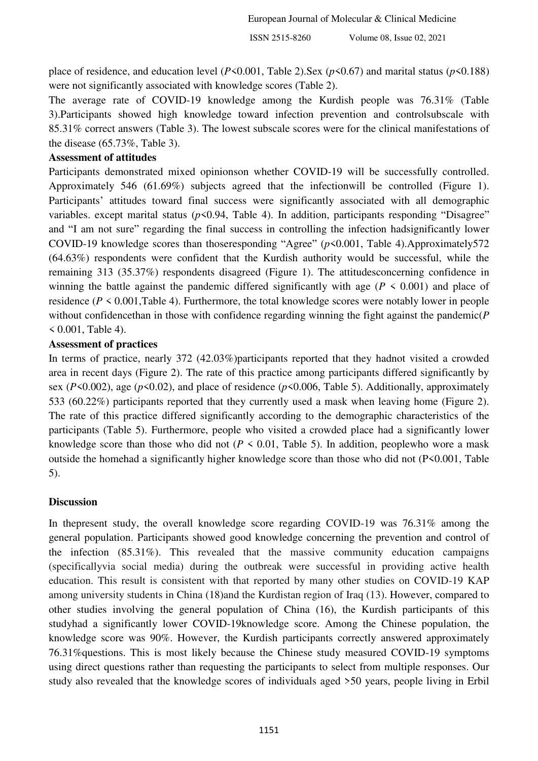place of residence, and education level ($P<0.001$, Table 2).Sex ($p<0.67$) and marital status ($p<0.188$) were not significantly associated with knowledge scores (Table 2).

The average rate of COVID-19 knowledge among the Kurdish people was 76.31% (Table 3).Participants showed high knowledge toward infection prevention and controlsubscale with 85.31% correct answers (Table 3). The lowest subscale scores were for the clinical manifestations of the disease (65.73%, Table 3).

**Assessment of attitudes**

Participants demonstrated mixed opinionson whether COVID-19 will be successfully controlled. Approximately 546 (61.69%) subjects agreed that the infectionwill be controlled (Figure 1). Participants' attitudes toward final success were significantly associated with all demographic variables. except marital status ($p<0.94$, Table 4). In addition, participants responding "Disagree" and "I am not sure" regarding the final success in controlling the infection hadsignificantly lower COVID-19 knowledge scores than thoseresponding "Agree" ($p<0.001$, Table 4).Approximately572 (64.63%) respondents were confident that the Kurdish authority would be successful, while the remaining 313 (35.37%) respondents disagreed (Figure 1). The attitudesconcerning confidence in winning the battle against the pandemic differed significantly with age ($P < 0.001$) and place of residence ($P < 0.001$,Table 4). Furthermore, the total knowledge scores were notably lower in people without confidencethan in those with confidence regarding winning the fight against the pandemic($P < 0.001$, Table 4).

**Assessment of practices**

In terms of practice, nearly 372 (42.03%)participants reported that they hadnot visited a crowded area in recent days (Figure 2). The rate of this practice among participants differed significantly by sex ($P<0.002$), age ($p<0.02$), and place of residence ($p<0.006$, Table 5). Additionally, approximately 533 (60.22%) participants reported that they currently used a mask when leaving home (Figure 2). The rate of this practice differed significantly according to the demographic characteristics of the participants (Table 5). Furthermore, people who visited a crowded place had a significantly lower knowledge score than those who did not ($P < 0.01$, Table 5). In addition, peoplewho wore a mask outside the homehad a significantly higher knowledge score than those who did not ($P<0.001$, Table 5).

## Discussion

In thepresent study, the overall knowledge score regarding COVID-19 was 76.31% among the general population. Participants showed good knowledge concerning the prevention and control of the infection (85.31%). This revealed that the massive community education campaigns (specificallyvia social media) during the outbreak were successful in providing active health education. This result is consistent with that reported by many other studies on COVID-19 KAP among university students in China (18)and the Kurdistan region of Iraq (13). However, compared to other studies involving the general population of China (16), the Kurdish participants of this studyhad a significantly lower COVID-19knowledge score. Among the Chinese population, the knowledge score was 90%. However, the Kurdish participants correctly answered approximately 76.31%questions. This is most likely because the Chinese study measured COVID-19 symptoms using direct questions rather than requesting the participants to select from multiple responses. Our study also revealed that the knowledge scores of individuals aged >50 years, people living in Erbil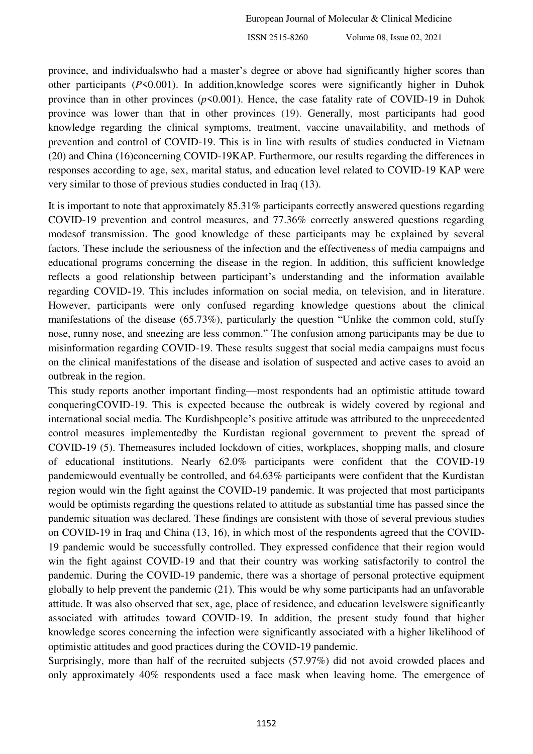province, and individualswho had a master's degree or above had significantly higher scores than other participants ($P<0.001$). In addition,knowledge scores were significantly higher in Duhok province than in other provinces ($p<0.001$). Hence, the case fatality rate of COVID-19 in Duhok province was lower than that in other provinces (19). Generally, most participants had good knowledge regarding the clinical symptoms, treatment, vaccine unavailability, and methods of prevention and control of COVID-19. This is in line with results of studies conducted in Vietnam (20) and China (16)concerning COVID-19KAP. Furthermore, our results regarding the differences in responses according to age, sex, marital status, and education level related to COVID-19 KAP were very similar to those of previous studies conducted in Iraq (13).

It is important to note that approximately 85.31% participants correctly answered questions regarding COVID-19 prevention and control measures, and 77.36% correctly answered questions regarding modesof transmission. The good knowledge of these participants may be explained by several factors. These include the seriousness of the infection and the effectiveness of media campaigns and educational programs concerning the disease in the region. In addition, this sufficient knowledge reflects a good relationship between participant's understanding and the information available regarding COVID-19. This includes information on social media, on television, and in literature. However, participants were only confused regarding knowledge questions about the clinical manifestations of the disease (65.73%), particularly the question "Unlike the common cold, stuffy nose, runny nose, and sneezing are less common." The confusion among participants may be due to misinformation regarding COVID-19. These results suggest that social media campaigns must focus on the clinical manifestations of the disease and isolation of suspected and active cases to avoid an outbreak in the region.

This study reports another important finding—most respondents had an optimistic attitude toward conqueringCOVID-19. This is expected because the outbreak is widely covered by regional and international social media. The Kurdishpeople's positive attitude was attributed to the unprecedented control measures implementedby the Kurdistan regional government to prevent the spread of COVID-19 (5). Themeasures included lockdown of cities, workplaces, shopping malls, and closure of educational institutions. Nearly 62.0% participants were confident that the COVID-19 pandemicwould eventually be controlled, and 64.63% participants were confident that the Kurdistan region would win the fight against the COVID-19 pandemic. It was projected that most participants would be optimists regarding the questions related to attitude as substantial time has passed since the pandemic situation was declared. These findings are consistent with those of several previous studies on COVID-19 in Iraq and China (13, 16), in which most of the respondents agreed that the COVID-19 pandemic would be successfully controlled. They expressed confidence that their region would win the fight against COVID-19 and that their country was working satisfactorily to control the pandemic. During the COVID-19 pandemic, there was a shortage of personal protective equipment globally to help prevent the pandemic (21). This would be why some participants had an unfavorable attitude. It was also observed that sex, age, place of residence, and education levelswere significantly associated with attitudes toward COVID-19. In addition, the present study found that higher knowledge scores concerning the infection were significantly associated with a higher likelihood of optimistic attitudes and good practices during the COVID-19 pandemic.

Surprisingly, more than half of the recruited subjects (57.97%) did not avoid crowded places and only approximately 40% respondents used a face mask when leaving home. The emergence of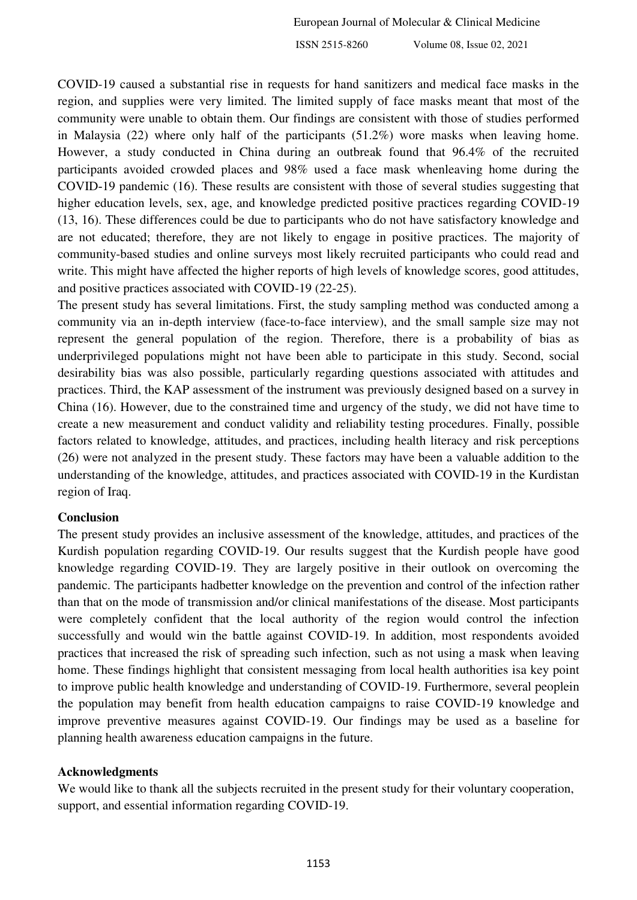COVID-19 caused a substantial rise in requests for hand sanitizers and medical face masks in the region, and supplies were very limited. The limited supply of face masks meant that most of the community were unable to obtain them. Our findings are consistent with those of studies performed in Malaysia (22) where only half of the participants (51.2%) wore masks when leaving home. However, a study conducted in China during an outbreak found that 96.4% of the recruited participants avoided crowded places and 98% used a face mask whenleaving home during the COVID-19 pandemic (16). These results are consistent with those of several studies suggesting that higher education levels, sex, age, and knowledge predicted positive practices regarding COVID-19 (13, 16). These differences could be due to participants who do not have satisfactory knowledge and are not educated; therefore, they are not likely to engage in positive practices. The majority of community-based studies and online surveys most likely recruited participants who could read and write. This might have affected the higher reports of high levels of knowledge scores, good attitudes, and positive practices associated with COVID-19 (22-25).

The present study has several limitations. First, the study sampling method was conducted among a community via an in-depth interview (face-to-face interview), and the small sample size may not represent the general population of the region. Therefore, there is a probability of bias as underprivileged populations might not have been able to participate in this study. Second, social desirability bias was also possible, particularly regarding questions associated with attitudes and practices. Third, the KAP assessment of the instrument was previously designed based on a survey in China (16). However, due to the constrained time and urgency of the study, we did not have time to create a new measurement and conduct validity and reliability testing procedures. Finally, possible factors related to knowledge, attitudes, and practices, including health literacy and risk perceptions (26) were not analyzed in the present study. These factors may have been a valuable addition to the understanding of the knowledge, attitudes, and practices associated with COVID-19 in the Kurdistan region of Iraq.

## Conclusion

The present study provides an inclusive assessment of the knowledge, attitudes, and practices of the Kurdish population regarding COVID-19. Our results suggest that the Kurdish people have good knowledge regarding COVID-19. They are largely positive in their outlook on overcoming the pandemic. The participants hadbetter knowledge on the prevention and control of the infection rather than that on the mode of transmission and/or clinical manifestations of the disease. Most participants were completely confident that the local authority of the region would control the infection successfully and would win the battle against COVID-19. In addition, most respondents avoided practices that increased the risk of spreading such infection, such as not using a mask when leaving home. These findings highlight that consistent messaging from local health authorities isa key point to improve public health knowledge and understanding of COVID-19. Furthermore, several peoplein the population may benefit from health education campaigns to raise COVID-19 knowledge and improve preventive measures against COVID-19. Our findings may be used as a baseline for planning health awareness education campaigns in the future.

## Acknowledgments

We would like to thank all the subjects recruited in the present study for their voluntary cooperation, support, and essential information regarding COVID-19.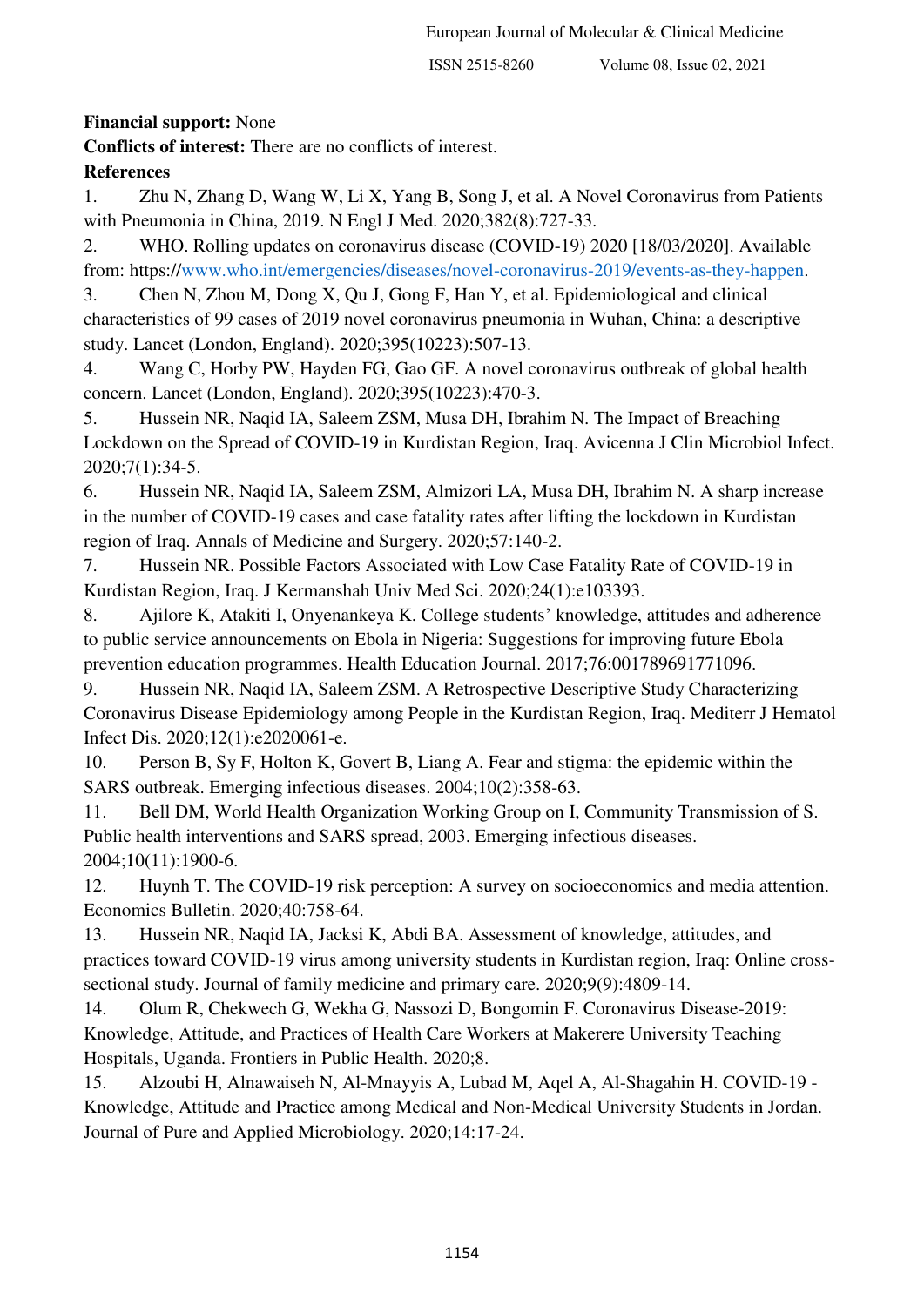**Financial support:** None

**Conflicts of interest:** There are no conflicts of interest.

**References**

1. Zhu N, Zhang D, Wang W, Li X, Yang B, Song J, et al. A Novel Coronavirus from Patients with Pneumonia in China, 2019. N Engl J Med. 2020;382(8):727-33.
2. WHO. Rolling updates on coronavirus disease (COVID-19) 2020 [18/03/2020]. Available from: https://www.who.int/emergencies/diseases/novel-coronavirus-2019/events-as-they-happen.
3. Chen N, Zhou M, Dong X, Qu J, Gong F, Han Y, et al. Epidemiological and clinical characteristics of 99 cases of 2019 novel coronavirus pneumonia in Wuhan, China: a descriptive study. Lancet (London, England). 2020;395(10223):507-13.
4. Wang C, Horby PW, Hayden FG, Gao GF. A novel coronavirus outbreak of global health concern. Lancet (London, England). 2020;395(10223):470-3.
5. Hussein NR, Naqid IA, Saleem ZSM, Musa DH, Ibrahim N. The Impact of Breaching Lockdown on the Spread of COVID-19 in Kurdistan Region, Iraq. Avicenna J Clin Microbiol Infect. 2020;7(1):34-5.
6. Hussein NR, Naqid IA, Saleem ZSM, Almizori LA, Musa DH, Ibrahim N. A sharp increase in the number of COVID-19 cases and case fatality rates after lifting the lockdown in Kurdistan region of Iraq. Annals of Medicine and Surgery. 2020;57:140-2.
7. Hussein NR. Possible Factors Associated with Low Case Fatality Rate of COVID-19 in Kurdistan Region, Iraq. J Kermanshah Univ Med Sci. 2020;24(1):e103393.
8. Ajilore K, Atakiti I, Onyenankeya K. College students' knowledge, attitudes and adherence to public service announcements on Ebola in Nigeria: Suggestions for improving future Ebola prevention education programmes. Health Education Journal. 2017;76:001789691771096.
9. Hussein NR, Naqid IA, Saleem ZSM. A Retrospective Descriptive Study Characterizing Coronavirus Disease Epidemiology among People in the Kurdistan Region, Iraq. Mediterr J Hematol Infect Dis. 2020;12(1):e2020061-e.
10. Person B, Sy F, Holton K, Govert B, Liang A. Fear and stigma: the epidemic within the SARS outbreak. Emerging infectious diseases. 2004;10(2):358-63.
11. Bell DM, World Health Organization Working Group on I, Community Transmission of S. Public health interventions and SARS spread, 2003. Emerging infectious diseases. 2004;10(11):1900-6.
12. Huynh T. The COVID-19 risk perception: A survey on socioeconomics and media attention. Economics Bulletin. 2020;40:758-64.
13. Hussein NR, Naqid IA, Jacksi K, Abdi BA. Assessment of knowledge, attitudes, and practices toward COVID-19 virus among university students in Kurdistan region, Iraq: Online cross-sectional study. Journal of family medicine and primary care. 2020;9(9):4809-14.
14. Olum R, Chekwech G, Wekha G, Nassozi D, Bongomin F. Coronavirus Disease-2019: Knowledge, Attitude, and Practices of Health Care Workers at Makerere University Teaching Hospitals, Uganda. Frontiers in Public Health. 2020;8.
15. Alzoubi H, Alnawaiseh N, Al-Mnayyis A, Lubad M, Aqel A, Al-Shagahin H. COVID-19 - Knowledge, Attitude and Practice among Medical and Non-Medical University Students in Jordan. Journal of Pure and Applied Microbiology. 2020;14:17-24.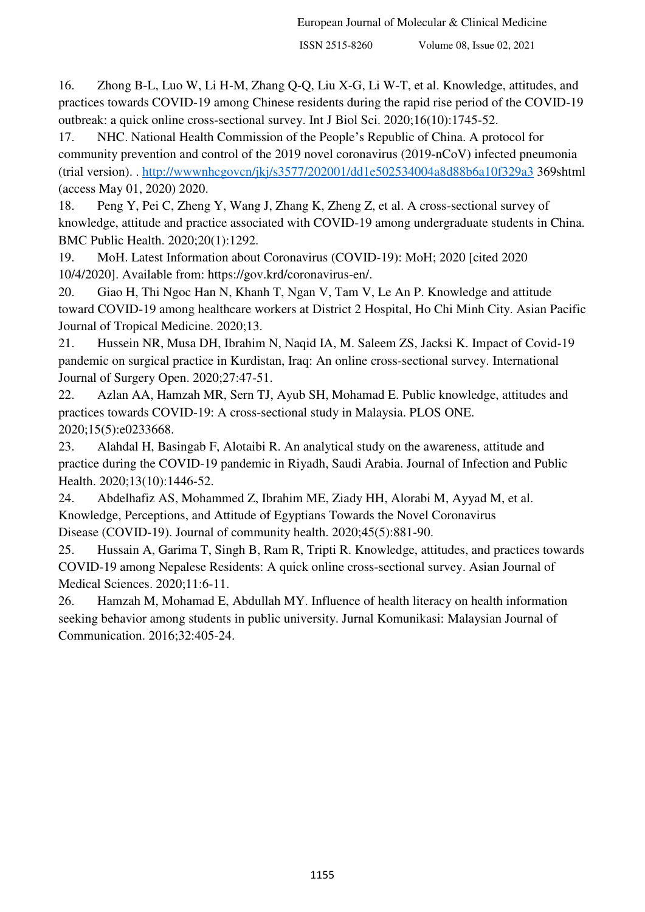16. Zhong B-L, Luo W, Li H-M, Zhang Q-Q, Liu X-G, Li W-T, et al. Knowledge, attitudes, and practices towards COVID-19 among Chinese residents during the rapid rise period of the COVID-19 outbreak: a quick online cross-sectional survey. Int J Biol Sci. 2020;16(10):1745-52.
17. NHC. National Health Commission of the People's Republic of China. A protocol for community prevention and control of the 2019 novel coronavirus (2019-nCoV) infected pneumonia (trial version). . http://wwwnhcgovcn/jkj/s3577/202001/dd1e502534004a8d88b6a10f329a3 369shtml (access May 01, 2020) 2020.
18. Peng Y, Pei C, Zheng Y, Wang J, Zhang K, Zheng Z, et al. A cross-sectional survey of knowledge, attitude and practice associated with COVID-19 among undergraduate students in China. BMC Public Health. 2020;20(1):1292.
19. MoH. Latest Information about Coronavirus (COVID-19): MoH; 2020 [cited 2020 10/4/2020]. Available from: https://gov.krd/coronavirus-en/.
20. Giao H, Thi Ngoc Han N, Khanh T, Ngan V, Tam V, Le An P. Knowledge and attitude toward COVID-19 among healthcare workers at District 2 Hospital, Ho Chi Minh City. Asian Pacific Journal of Tropical Medicine. 2020;13.
21. Hussein NR, Musa DH, Ibrahim N, Naqid IA, M. Saleem ZS, Jacksi K. Impact of Covid-19 pandemic on surgical practice in Kurdistan, Iraq: An online cross-sectional survey. International Journal of Surgery Open. 2020;27:47-51.
22. Azlan AA, Hamzah MR, Sern TJ, Ayub SH, Mohamad E. Public knowledge, attitudes and practices towards COVID-19: A cross-sectional study in Malaysia. PLOS ONE. 2020;15(5):e0233668.
23. Alahdal H, Basingab F, Alotaibi R. An analytical study on the awareness, attitude and practice during the COVID-19 pandemic in Riyadh, Saudi Arabia. Journal of Infection and Public Health. 2020;13(10):1446-52.
24. Abdelhafiz AS, Mohammed Z, Ibrahim ME, Ziady HH, Alorabi M, Ayyad M, et al. Knowledge, Perceptions, and Attitude of Egyptians Towards the Novel Coronavirus Disease (COVID-19). Journal of community health. 2020;45(5):881-90.
25. Hussain A, Garima T, Singh B, Ram R, Tripti R. Knowledge, attitudes, and practices towards COVID-19 among Nepalese Residents: A quick online cross-sectional survey. Asian Journal of Medical Sciences. 2020;11:6-11.
26. Hamzah M, Mohamad E, Abdullah MY. Influence of health literacy on health information seeking behavior among students in public university. Jurnal Komunikasi: Malaysian Journal of Communication. 2016;32:405-24.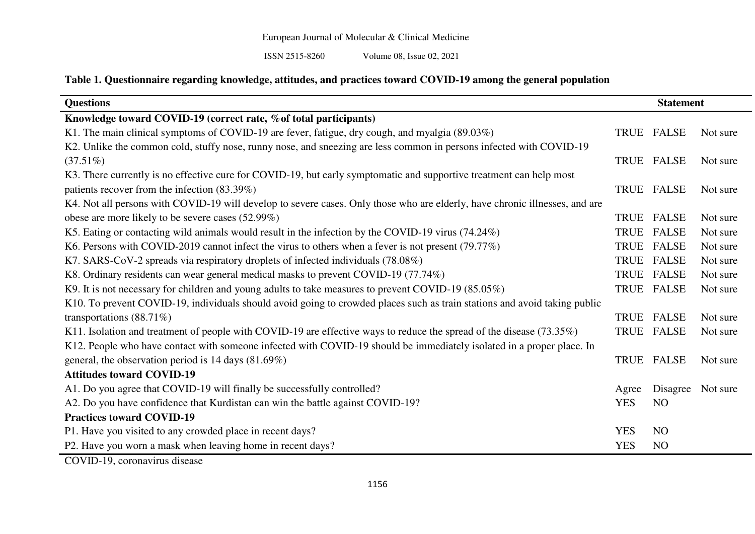**Table 1. Questionnaire regarding knowledge, attitudes, and practices toward COVID-19 among the general population**

| Questions | Statement | | |
|---|---|---|---|
| **Knowledge toward COVID-19 (correct rate, % of total participants)** | | | |
| K1. The main clinical symptoms of COVID-19 are fever, fatigue, dry cough, and myalgia (89.03%) | TRUE | FALSE | Not sure |
| K2. Unlike the common cold, stuffy nose, runny nose, and sneezing are less common in persons infected with COVID-19 (37.51%) | TRUE | FALSE | Not sure |
| K3. There currently is no effective cure for COVID-19, but early symptomatic and supportive treatment can help most patients recover from the infection (83.39%) | TRUE | FALSE | Not sure |
| K4. Not all persons with COVID-19 will develop to severe cases. Only those who are elderly, have chronic illnesses, and are obese are more likely to be severe cases (52.99%) | TRUE | FALSE | Not sure |
| K5. Eating or contacting wild animals would result in the infection by the COVID-19 virus (74.24%) | TRUE | FALSE | Not sure |
| K6. Persons with COVID-2019 cannot infect the virus to others when a fever is not present (79.77%) | TRUE | FALSE | Not sure |
| K7. SARS-CoV-2 spreads via respiratory droplets of infected individuals (78.08%) | TRUE | FALSE | Not sure |
| K8. Ordinary residents can wear general medical masks to prevent COVID-19 (77.74%) | TRUE | FALSE | Not sure |
| K9. It is not necessary for children and young adults to take measures to prevent COVID-19 (85.05%) | TRUE | FALSE | Not sure |
| K10. To prevent COVID-19, individuals should avoid going to crowded places such as train stations and avoid taking public transportations (88.71%) | TRUE | FALSE | Not sure |
| K11. Isolation and treatment of people with COVID-19 are effective ways to reduce the spread of the disease (73.35%) | TRUE | FALSE | Not sure |
| K12. People who have contact with someone infected with COVID-19 should be immediately isolated in a proper place. In general, the observation period is 14 days (81.69%) | TRUE | FALSE | Not sure |
| **Attitudes toward COVID-19** | | | |
| A1. Do you agree that COVID-19 will finally be successfully controlled? | Agree | Disagree | Not sure |
| A2. Do you have confidence that Kurdistan can win the battle against COVID-19? | YES | NO | |
| **Practices toward COVID-19** | | | |
| P1. Have you visited to any crowded place in recent days? | YES | NO | |
| P2. Have you worn a mask when leaving home in recent days? | YES | NO | |

COVID-19, coronavirus disease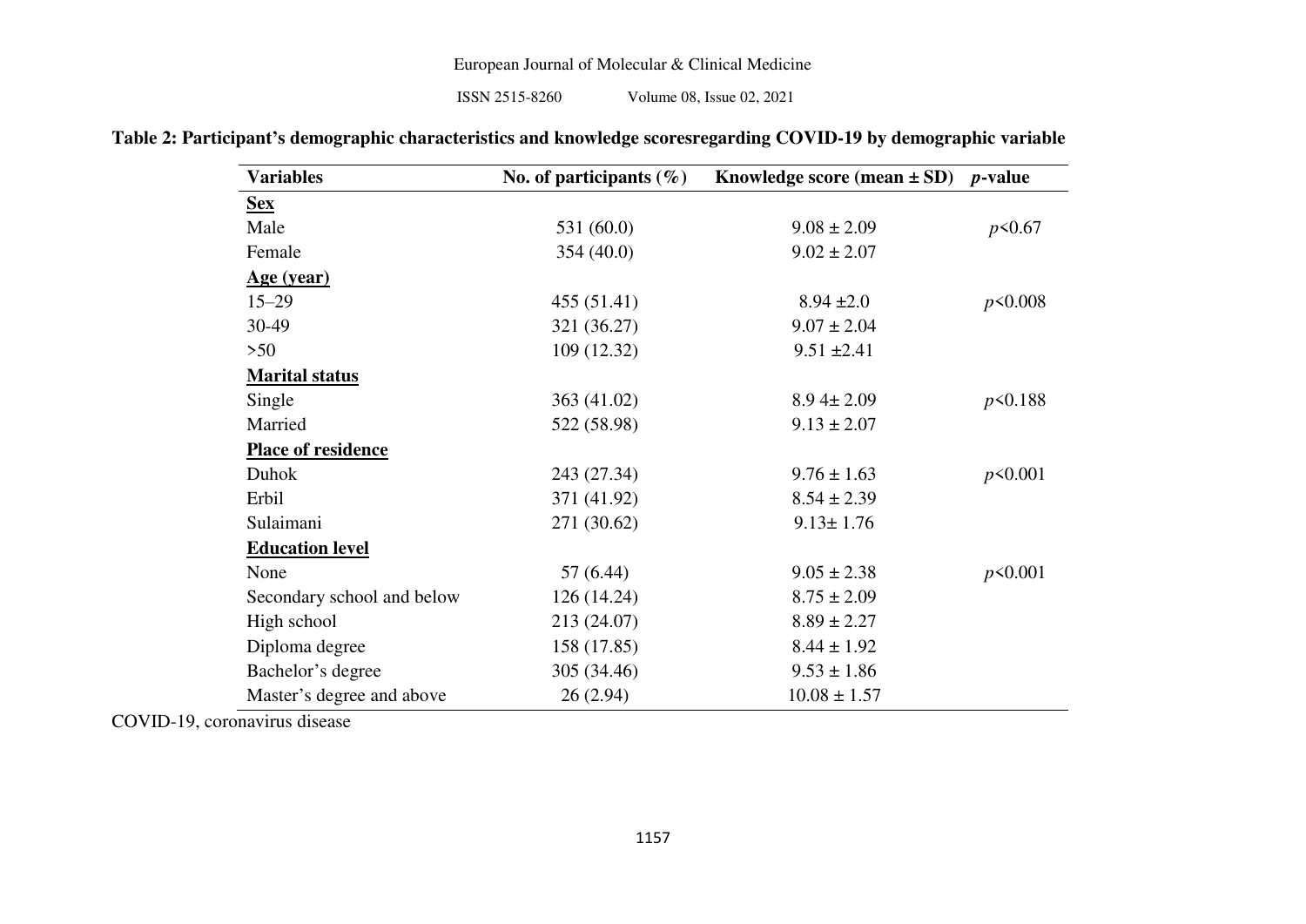**Table 2: Participant's demographic characteristics and knowledge scoresregarding COVID-19 by demographic variable**

| Variables | No. of participants (%) | Knowledge score (mean ± SD) | *p*-value |
|---|---|---|---|
| **Sex** | | | |
| Male | 531 (60.0) | 9.08 ± 2.09 | $p$<0.67 |
| Female | 354 (40.0) | 9.02 ± 2.07 | |
| **Age (year)** | | | |
| 15–29 | 455 (51.41) | 8.94 ±2.0 | $p$<0.008 |
| 30-49 | 321 (36.27) | 9.07 ± 2.04 | |
| >50 | 109 (12.32) | 9.51 ±2.41 | |
| **Marital status** | | | |
| Single | 363 (41.02) | 8.9 4± 2.09 | $p$<0.188 |
| Married | 522 (58.98) | 9.13 ± 2.07 | |
| **Place of residence** | | | |
| Duhok | 243 (27.34) | 9.76 ± 1.63 | $p$<0.001 |
| Erbil | 371 (41.92) | 8.54 ± 2.39 | |
| Sulaimani | 271 (30.62) | 9.13± 1.76 | |
| **Education level** | | | |
| None | 57 (6.44) | 9.05 ± 2.38 | $p$<0.001 |
| Secondary school and below | 126 (14.24) | 8.75 ± 2.09 | |
| High school | 213 (24.07) | 8.89 ± 2.27 | |
| Diploma degree | 158 (17.85) | 8.44 ± 1.92 | |
| Bachelor's degree | 305 (34.46) | 9.53 ± 1.86 | |
| Master's degree and above | 26 (2.94) | 10.08 ± 1.57 | |

COVID-19, coronavirus disease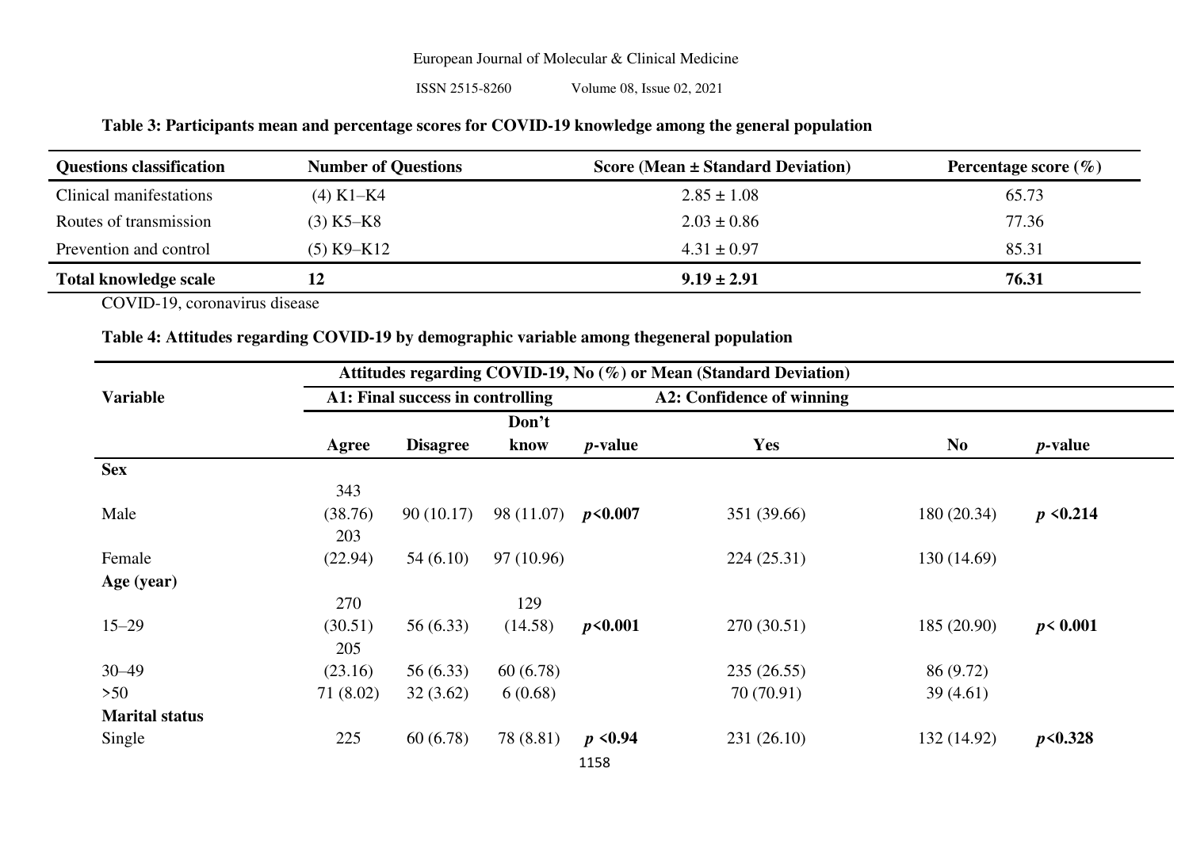**Table 3: Participants mean and percentage scores for COVID-19 knowledge among the general population**

| Questions classification | Number of Questions | Score (Mean ± Standard Deviation) | Percentage score (%) |
|---|---|---|---|
| Clinical manifestations | (4) K1–K4 | 2.85 ± 1.08 | 65.73 |
| Routes of transmission | (3) K5–K8 | 2.03 ± 0.86 | 77.36 |
| Prevention and control | (5) K9–K12 | 4.31 ± 0.97 | 85.31 |
| **Total knowledge scale** | **12** | **9.19 ± 2.91** | **76.31** |

COVID-19, coronavirus disease

**Table 4: Attitudes regarding COVID-19 by demographic variable among thegeneral population**

| Variable | Attitudes regarding COVID-19, No (%) or Mean (Standard Deviation) | | | | | | |
|---|---|---|---|---|---|---|---|
| | A1: Final success in controlling | | | | A2: Confidence of winning | | |
| | Agree | Disagree | Don't know | *p*-value | Yes | No | *p*-value |
| **Sex** | | | | | | | |
| Male | 343 (38.76) | 90 (10.17) | 98 (11.07) | ***p*<0.007** | 351 (39.66) | 180 (20.34) | ***p* <0.214** |
| Female | 203 (22.94) | 54 (6.10) | 97 (10.96) | | 224 (25.31) | 130 (14.69) | |
| **Age (year)** | | | | | | | |
| 15–29 | 270 (30.51) | 56 (6.33) | 129 (14.58) | ***p*<0.001** | 270 (30.51) | 185 (20.90) | ***p*< 0.001** |
| 30–49 | 205 (23.16) | 56 (6.33) | 60 (6.78) | | 235 (26.55) | 86 (9.72) | |
| >50 | 71 (8.02) | 32 (3.62) | 6 (0.68) | | 70 (70.91) | 39 (4.61) | |
| **Marital status** | | | | | | | |
| Single | 225 | 60 (6.78) | 78 (8.81) | ***p* <0.94** | 231 (26.10) | 132 (14.92) | ***p*<0.328** |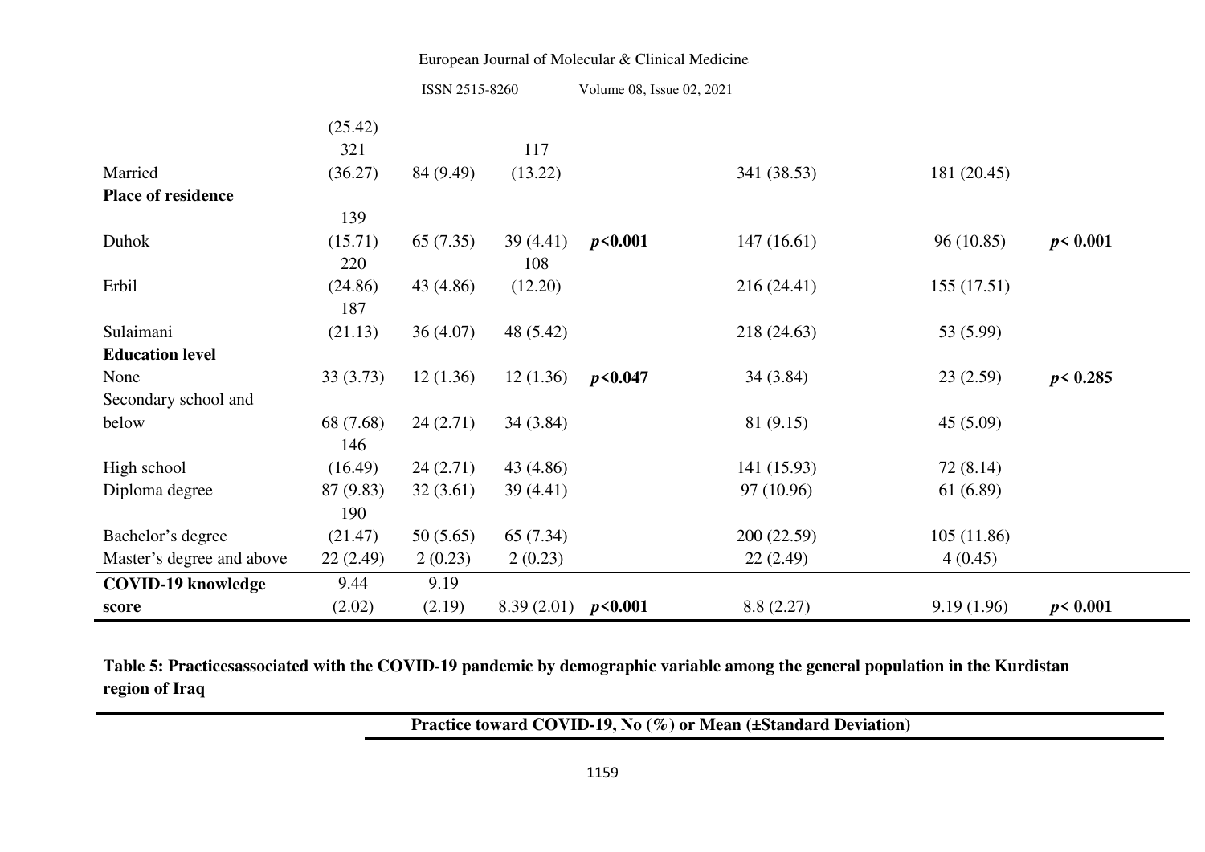| | | | | | | | |
|---|---|---|---|---|---|---|---|
| | (25.42) | | | | | | |
| Married | 321 (36.27) | 84 (9.49) | 117 (13.22) | | 341 (38.53) | 181 (20.45) | |
| **Place of residence** | | | | | | | |
| Duhok | 139 (15.71) | 65 (7.35) | 39 (4.41) | ***p*<0.001** | 147 (16.61) | 96 (10.85) | ***p*< 0.001** |
| Erbil | 220 (24.86) | 43 (4.86) | 108 (12.20) | | 216 (24.41) | 155 (17.51) | |
| Sulaimani | 187 (21.13) | 36 (4.07) | 48 (5.42) | | 218 (24.63) | 53 (5.99) | |
| **Education level** | | | | | | | |
| None | 33 (3.73) | 12 (1.36) | 12 (1.36) | ***p*<0.047** | 34 (3.84) | 23 (2.59) | ***p*< 0.285** |
| Secondary school and below | 68 (7.68) | 24 (2.71) | 34 (3.84) | | 81 (9.15) | 45 (5.09) | |
| High school | 146 (16.49) | 24 (2.71) | 43 (4.86) | | 141 (15.93) | 72 (8.14) | |
| Diploma degree | 87 (9.83) | 32 (3.61) | 39 (4.41) | | 97 (10.96) | 61 (6.89) | |
| Bachelor's degree | 190 (21.47) | 50 (5.65) | 65 (7.34) | | 200 (22.59) | 105 (11.86) | |
| Master's degree and above | 22 (2.49) | 2 (0.23) | 2 (0.23) | | 22 (2.49) | 4 (0.45) | |
| **COVID-19 knowledge score** | 9.44 (2.02) | 9.19 (2.19) | 8.39 (2.01) | ***p*<0.001** | 8.8 (2.27) | 9.19 (1.96) | ***p*< 0.001** |

**Table 5: Practicesassociated with the COVID-19 pandemic by demographic variable among the general population in the Kurdistan region of Iraq**

| | Practice toward COVID-19, No (%) or Mean (±Standard Deviation) |
|---|---|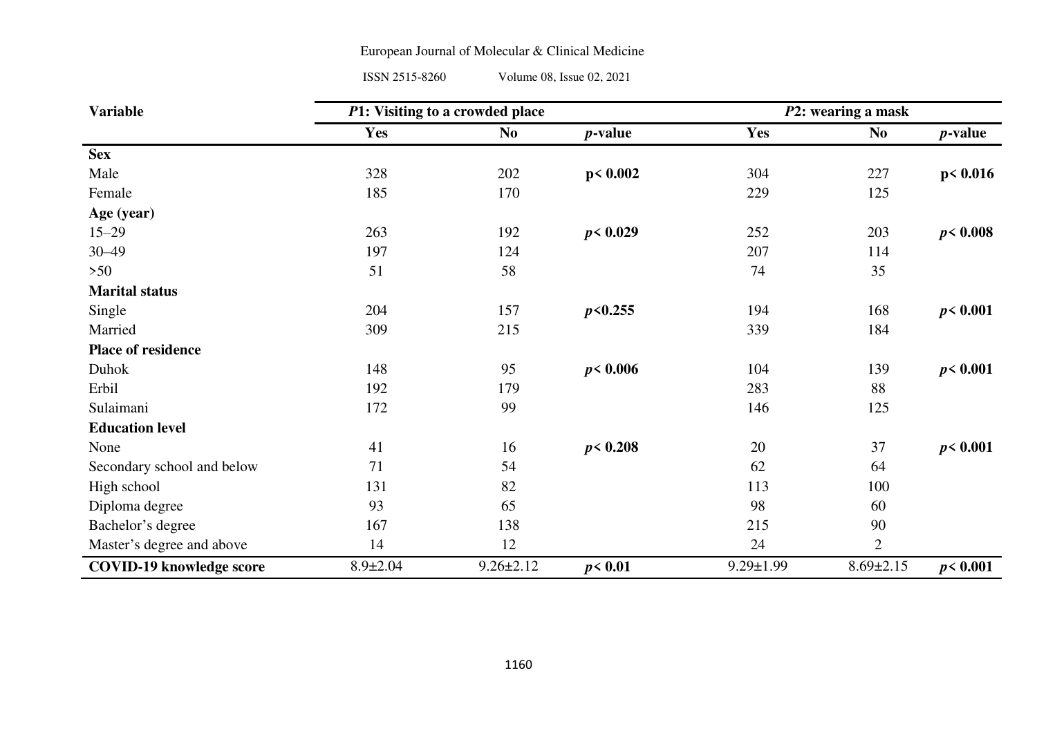| Variable | *P*1: Visiting to a crowded place | | | *P*2: wearing a mask | | |
|---|---|---|---|---|---|---|
| | Yes | No | *p*-value | Yes | No | *p*-value |
| **Sex** | | | | | | |
| Male | 328 | 202 | **$p < 0.002$** | 304 | 227 | **$p < 0.016$** |
| Female | 185 | 170 | | 229 | 125 | |
| **Age (year)** | | | | | | |
| 15–29 | 263 | 192 | **$p < 0.029$** | 252 | 203 | **$p < 0.008$** |
| 30–49 | 197 | 124 | | 207 | 114 | |
| >50 | 51 | 58 | | 74 | 35 | |
| **Marital status** | | | | | | |
| Single | 204 | 157 | **$p < 0.255$** | 194 | 168 | **$p < 0.001$** |
| Married | 309 | 215 | | 339 | 184 | |
| **Place of residence** | | | | | | |
| Duhok | 148 | 95 | **$p < 0.006$** | 104 | 139 | **$p < 0.001$** |
| Erbil | 192 | 179 | | 283 | 88 | |
| Sulaimani | 172 | 99 | | 146 | 125 | |
| **Education level** | | | | | | |
| None | 41 | 16 | **$p < 0.208$** | 20 | 37 | **$p < 0.001$** |
| Secondary school and below | 71 | 54 | | 62 | 64 | |
| High school | 131 | 82 | | 113 | 100 | |
| Diploma degree | 93 | 65 | | 98 | 60 | |
| Bachelor's degree | 167 | 138 | | 215 | 90 | |
| Master's degree and above | 14 | 12 | | 24 | 2 | |
| **COVID-19 knowledge score** | 8.9±2.04 | 9.26±2.12 | **$p < 0.01$** | 9.29±1.99 | 8.69±2.15 | **$p < 0.001$** |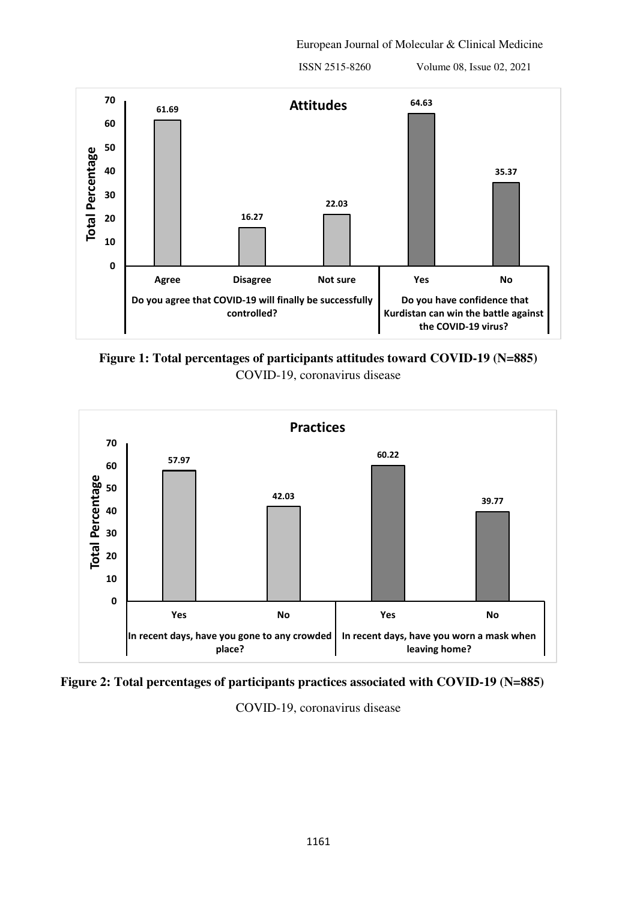Attitudes

70
60
50
40
30
20
10
0

Total Percentage

61.69
16.27
22.03
64.63
35.37

Agree
Disagree
Not sure
Yes
No

Do you agree that COVID-19 will finally be successfully controlled?

Do you have confidence that Kurdistan can win the battle against the COVID-19 virus?

**Figure 1: Total percentages of participants attitudes toward COVID-19 (N=885)**

COVID-19, coronavirus disease

Practices

70
60
50
40
30
20
10
0

Total Percentage

57.97
42.03
60.22
39.77

Yes
No
Yes
No

In recent days, have you gone to any crowded place?

In recent days, have you worn a mask when leaving home?

**Figure 2: Total percentages of participants practices associated with COVID-19 (N=885)**

COVID-19, coronavirus disease